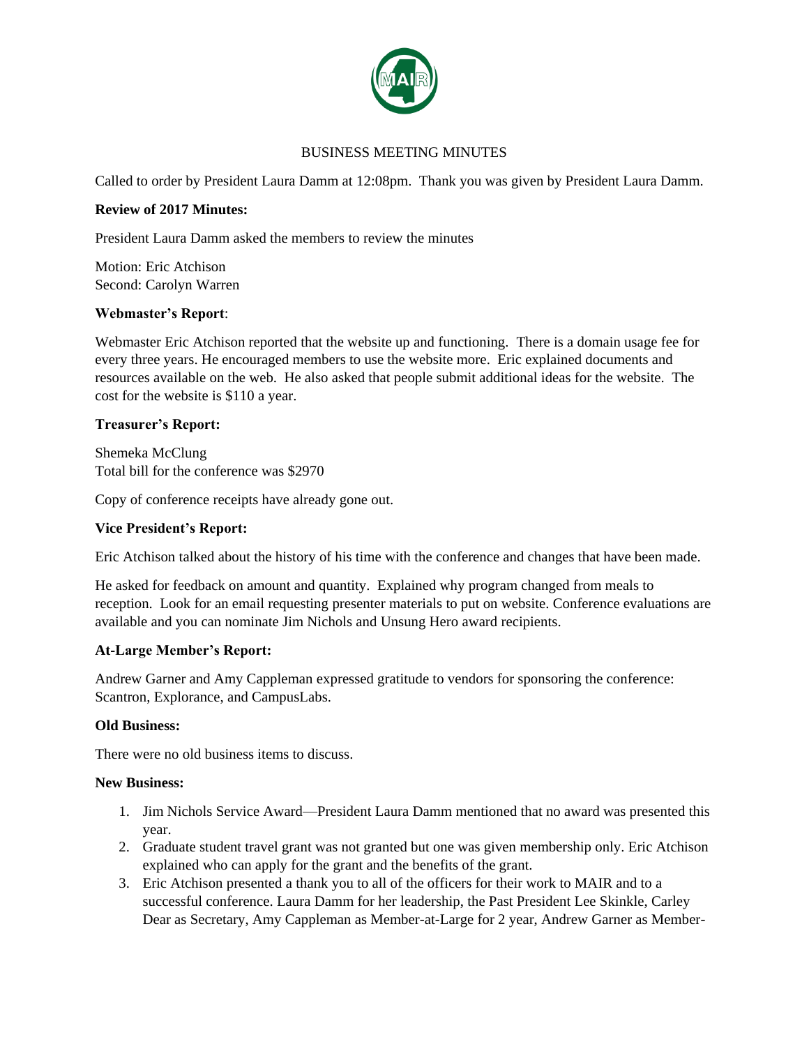# BUSINESS MEETING MINUTES

Called to order by President Laura Damm at 12:08pm. Thank you was given by President Laura Damm.

**Review of 2017 Minutes:**

President Laura Damm asked the members to review the minutes

Motion: Eric Atchison
Second: Carolyn Warren

**Webmaster's Report**:

Webmaster Eric Atchison reported that the website up and functioning. There is a domain usage fee for every three years. He encouraged members to use the website more. Eric explained documents and resources available on the web. He also asked that people submit additional ideas for the website. The cost for the website is $110 a year.

**Treasurer's Report:**

Shemeka McClung
Total bill for the conference was $2970

Copy of conference receipts have already gone out.

**Vice President's Report:**

Eric Atchison talked about the history of his time with the conference and changes that have been made.

He asked for feedback on amount and quantity. Explained why program changed from meals to reception. Look for an email requesting presenter materials to put on website. Conference evaluations are available and you can nominate Jim Nichols and Unsung Hero award recipients.

**At-Large Member's Report:**

Andrew Garner and Amy Cappleman expressed gratitude to vendors for sponsoring the conference: Scantron, Explorance, and CampusLabs.

**Old Business:**

There were no old business items to discuss.

**New Business:**

1. Jim Nichols Service Award—President Laura Damm mentioned that no award was presented this year.
2. Graduate student travel grant was not granted but one was given membership only. Eric Atchison explained who can apply for the grant and the benefits of the grant.
3. Eric Atchison presented a thank you to all of the officers for their work to MAIR and to a successful conference. Laura Damm for her leadership, the Past President Lee Skinkle, Carley Dear as Secretary, Amy Cappleman as Member-at-Large for 2 year, Andrew Garner as Member-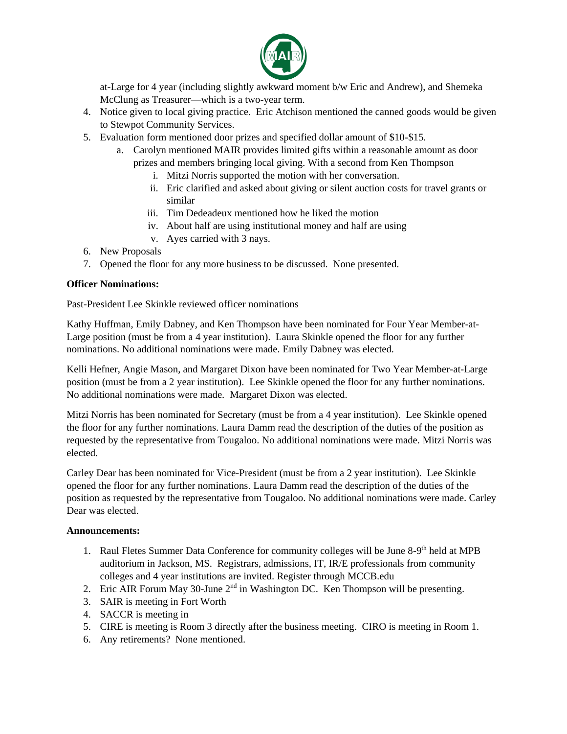at-Large for 4 year (including slightly awkward moment b/w Eric and Andrew), and Shemeka McClung as Treasurer—which is a two-year term.

4. Notice given to local giving practice. Eric Atchison mentioned the canned goods would be given to Stewpot Community Services.
5. Evaluation form mentioned door prizes and specified dollar amount of $10-$15.
    a. Carolyn mentioned MAIR provides limited gifts within a reasonable amount as door prizes and members bringing local giving. With a second from Ken Thompson
        i. Mitzi Norris supported the motion with her conversation.
        ii. Eric clarified and asked about giving or silent auction costs for travel grants or similar
        iii. Tim Dedeadeux mentioned how he liked the motion
        iv. About half are using institutional money and half are using
        v. Ayes carried with 3 nays.
6. New Proposals
7. Opened the floor for any more business to be discussed. None presented.

**Officer Nominations:**

Past-President Lee Skinkle reviewed officer nominations

Kathy Huffman, Emily Dabney, and Ken Thompson have been nominated for Four Year Member-at-Large position (must be from a 4 year institution). Laura Skinkle opened the floor for any further nominations. No additional nominations were made. Emily Dabney was elected.

Kelli Hefner, Angie Mason, and Margaret Dixon have been nominated for Two Year Member-at-Large position (must be from a 2 year institution). Lee Skinkle opened the floor for any further nominations. No additional nominations were made. Margaret Dixon was elected.

Mitzi Norris has been nominated for Secretary (must be from a 4 year institution). Lee Skinkle opened the floor for any further nominations. Laura Damm read the description of the duties of the position as requested by the representative from Tougaloo. No additional nominations were made. Mitzi Norris was elected.

Carley Dear has been nominated for Vice-President (must be from a 2 year institution). Lee Skinkle opened the floor for any further nominations. Laura Damm read the description of the duties of the position as requested by the representative from Tougaloo. No additional nominations were made. Carley Dear was elected.

**Announcements:**

1. Raul Fletes Summer Data Conference for community colleges will be June 8-9th held at MPB auditorium in Jackson, MS. Registrars, admissions, IT, IR/E professionals from community colleges and 4 year institutions are invited. Register through MCCB.edu
2. Eric AIR Forum May 30-June 2nd in Washington DC. Ken Thompson will be presenting.
3. SAIR is meeting in Fort Worth
4. SACCR is meeting in
5. CIRE is meeting is Room 3 directly after the business meeting. CIRO is meeting in Room 1.
6. Any retirements? None mentioned.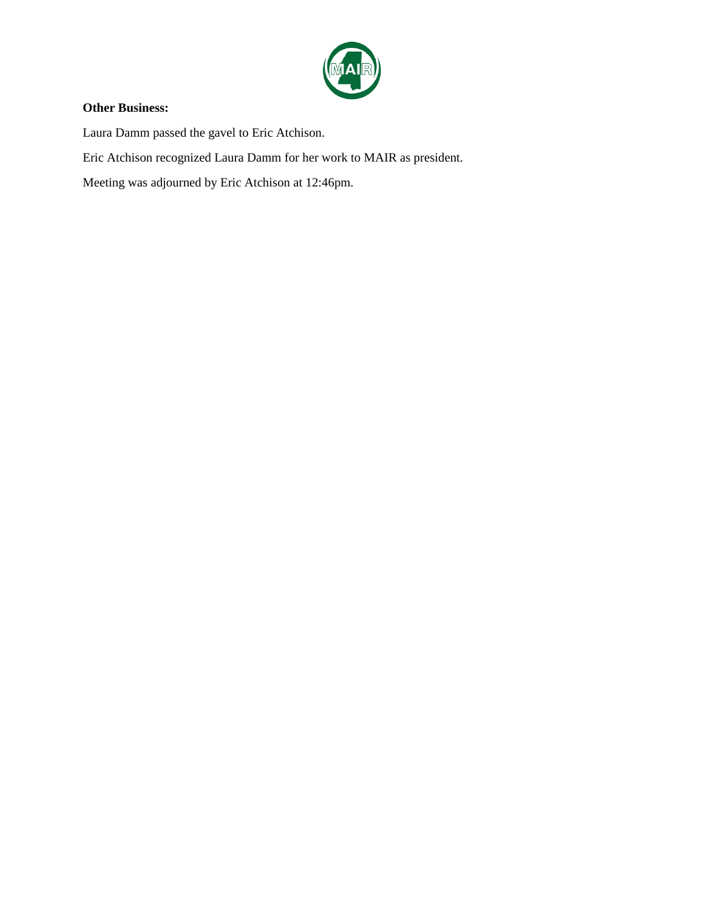**Other Business:**

Laura Damm passed the gavel to Eric Atchison.

Eric Atchison recognized Laura Damm for her work to MAIR as president.

Meeting was adjourned by Eric Atchison at 12:46pm.